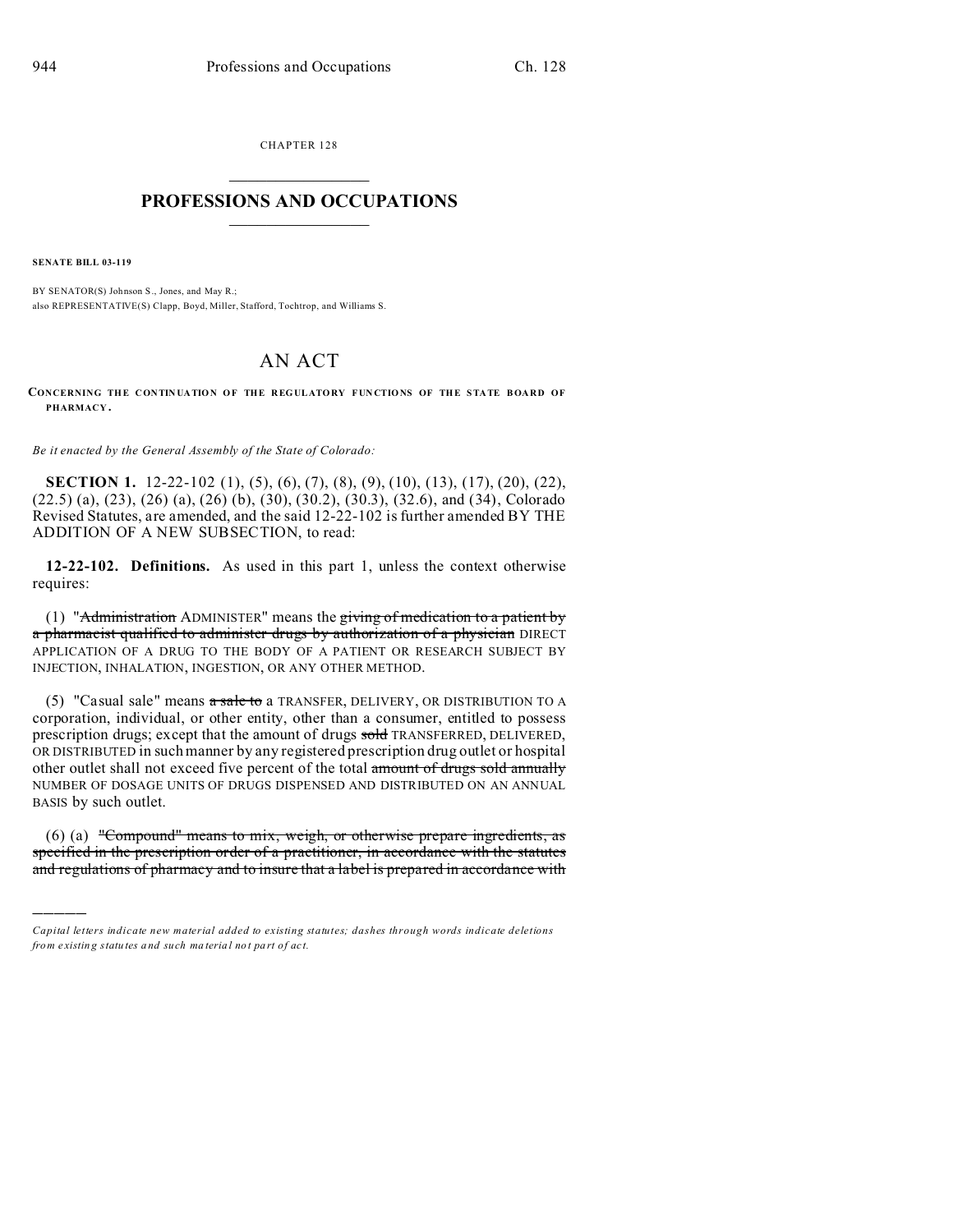CHAPTER 128

# PROFESSIONS AND OCCUPATIONS

**SENATE BILL 03-119**

BY SENATOR(S) Johnson S., Jones, and May R.;
also REPRESENTATIVE(S) Clapp, Boyd, Miller, Stafford, Tochtrop, and Williams S.

# AN ACT

**CONCERNING THE CONTINUATION OF THE REGULATORY FUNCTIONS OF THE STATE BOARD OF PHARMACY.**

*Be it enacted by the General Assembly of the State of Colorado:*

**SECTION 1.** 12-22-102 (1), (5), (6), (7), (8), (9), (10), (13), (17), (20), (22), (22.5) (a), (23), (26) (a), (26) (b), (30), (30.2), (30.3), (32.6), and (34), Colorado Revised Statutes, are amended, and the said 12-22-102 is further amended BY THE ADDITION OF A NEW SUBSECTION, to read:

**12-22-102. Definitions.** As used in this part 1, unless the context otherwise requires:

(1) "~~Administration~~ ADMINISTER" means the ~~giving of medication to a patient by a pharmacist qualified to administer drugs by authorization of a physician~~ DIRECT APPLICATION OF A DRUG TO THE BODY OF A PATIENT OR RESEARCH SUBJECT BY INJECTION, INHALATION, INGESTION, OR ANY OTHER METHOD.

(5) "Casual sale" means ~~a sale to~~ a TRANSFER, DELIVERY, OR DISTRIBUTION TO A corporation, individual, or other entity, other than a consumer, entitled to possess prescription drugs; except that the amount of drugs ~~sold~~ TRANSFERRED, DELIVERED, OR DISTRIBUTED in such manner by any registered prescription drug outlet or hospital other outlet shall not exceed five percent of the total ~~amount of drugs sold annually~~ NUMBER OF DOSAGE UNITS OF DRUGS DISPENSED AND DISTRIBUTED ON AN ANNUAL BASIS by such outlet.

(6) (a) ~~"Compound" means to mix, weigh, or otherwise prepare ingredients, as specified in the prescription order of a practitioner, in accordance with the statutes and regulations of pharmacy and to insure that a label is prepared in accordance with~~

---

*Capital letters indicate new material added to existing statutes; dashes through words indicate deletions from existing statutes and such material not part of act.*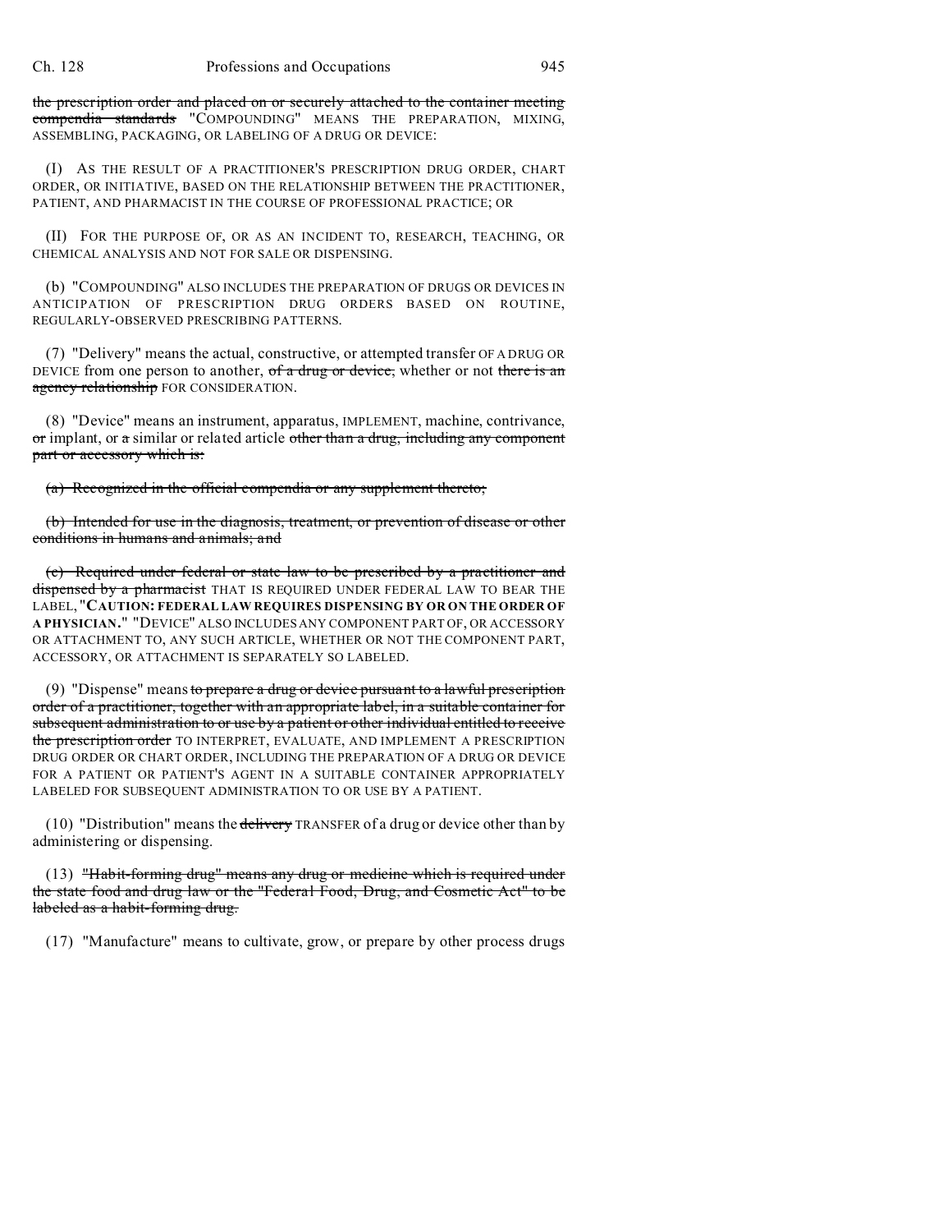~~the prescription order and placed on or securely attached to the container meeting compendia standards~~ "COMPOUNDING" MEANS THE PREPARATION, MIXING, ASSEMBLING, PACKAGING, OR LABELING OF A DRUG OR DEVICE:

(I) AS THE RESULT OF A PRACTITIONER'S PRESCRIPTION DRUG ORDER, CHART ORDER, OR INITIATIVE, BASED ON THE RELATIONSHIP BETWEEN THE PRACTITIONER, PATIENT, AND PHARMACIST IN THE COURSE OF PROFESSIONAL PRACTICE; OR

(II) FOR THE PURPOSE OF, OR AS AN INCIDENT TO, RESEARCH, TEACHING, OR CHEMICAL ANALYSIS AND NOT FOR SALE OR DISPENSING.

(b) "COMPOUNDING" ALSO INCLUDES THE PREPARATION OF DRUGS OR DEVICES IN ANTICIPATION OF PRESCRIPTION DRUG ORDERS BASED ON ROUTINE, REGULARLY-OBSERVED PRESCRIBING PATTERNS.

(7) "Delivery" means the actual, constructive, or attempted transfer OF A DRUG OR DEVICE from one person to another, ~~of a drug or device,~~ whether or not ~~there is an agency relationship~~ FOR CONSIDERATION.

(8) "Device" means an instrument, apparatus, IMPLEMENT, machine, contrivance, ~~or~~ implant, or ~~a~~ similar or related article ~~other than a drug, including any component part or accessory which is:~~

~~(a) Recognized in the official compendia or any supplement thereto;~~

~~(b) Intended for use in the diagnosis, treatment, or prevention of disease or other conditions in humans and animals; and~~

~~(c) Required under federal or state law to be prescribed by a practitioner and dispensed by a pharmacist~~ THAT IS REQUIRED UNDER FEDERAL LAW TO BEAR THE LABEL, "**CAUTION: FEDERAL LAW REQUIRES DISPENSING BY OR ON THE ORDER OF A PHYSICIAN.**" "DEVICE" ALSO INCLUDES ANY COMPONENT PART OF, OR ACCESSORY OR ATTACHMENT TO, ANY SUCH ARTICLE, WHETHER OR NOT THE COMPONENT PART, ACCESSORY, OR ATTACHMENT IS SEPARATELY SO LABELED.

(9) "Dispense" means ~~to prepare a drug or device pursuant to a lawful prescription order of a practitioner, together with an appropriate label, in a suitable container for subsequent administration to or use by a patient or other individual entitled to receive the prescription order~~ TO INTERPRET, EVALUATE, AND IMPLEMENT A PRESCRIPTION DRUG ORDER OR CHART ORDER, INCLUDING THE PREPARATION OF A DRUG OR DEVICE FOR A PATIENT OR PATIENT'S AGENT IN A SUITABLE CONTAINER APPROPRIATELY LABELED FOR SUBSEQUENT ADMINISTRATION TO OR USE BY A PATIENT.

(10) "Distribution" means the ~~delivery~~ TRANSFER of a drug or device other than by administering or dispensing.

(13) ~~"Habit-forming drug" means any drug or medicine which is required under the state food and drug law or the "Federal Food, Drug, and Cosmetic Act" to be labeled as a habit-forming drug.~~

(17) "Manufacture" means to cultivate, grow, or prepare by other process drugs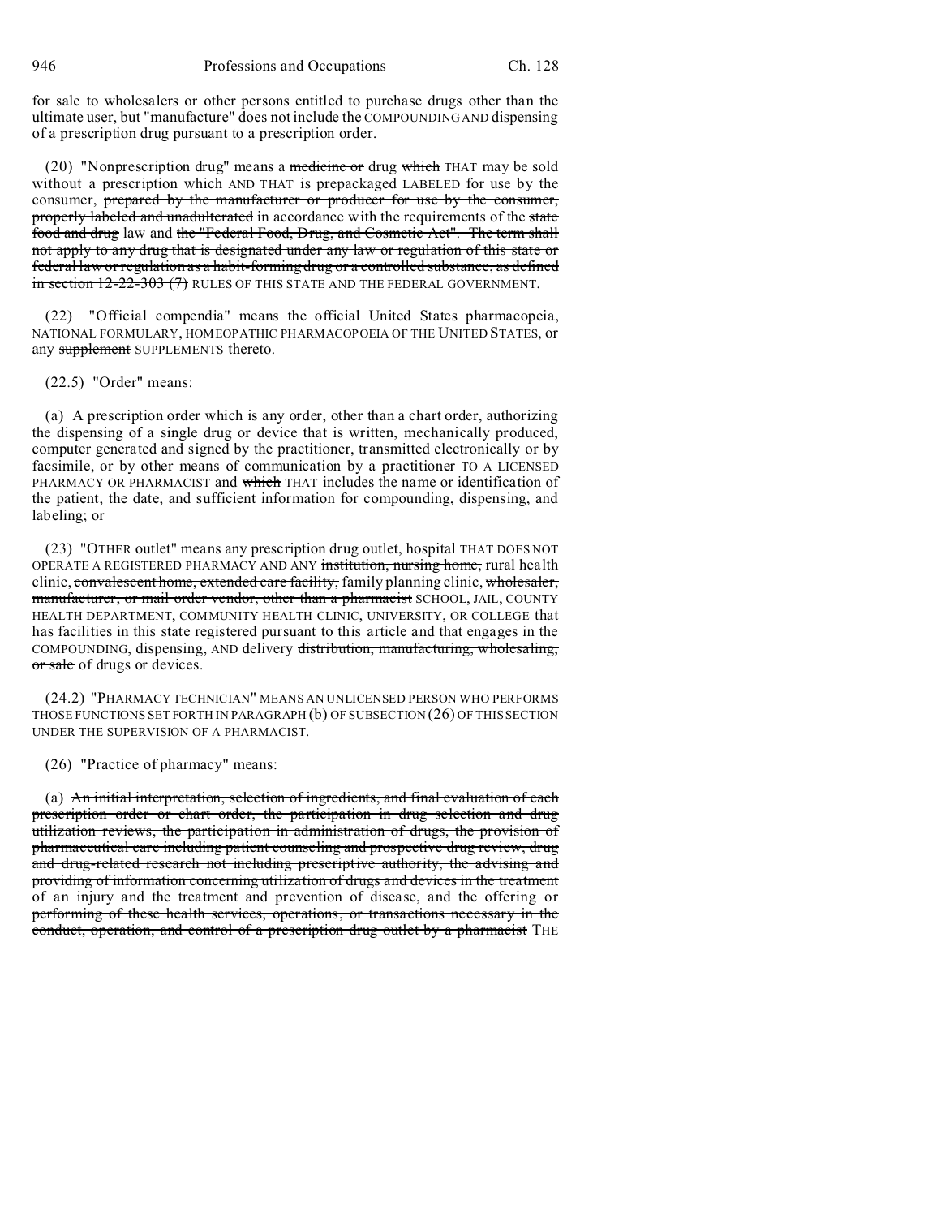for sale to wholesalers or other persons entitled to purchase drugs other than the ultimate user, but "manufacture" does not include the COMPOUNDING AND dispensing of a prescription drug pursuant to a prescription order.

(20) "Nonprescription drug" means a ~~medicine or~~ drug ~~which~~ THAT may be sold without a prescription ~~which~~ AND THAT is ~~prepackaged~~ LABELED for use by the consumer, ~~prepared by the manufacturer or producer for use by the consumer, properly labeled and unadulterated~~ in accordance with the requirements of the ~~state food and drug~~ law and ~~the "Federal Food, Drug, and Cosmetic Act". The term shall not apply to any drug that is designated under any law or regulation of this state or federal law or regulation as a habit-forming drug or a controlled substance, as defined in section 12-22-303 (7)~~ RULES OF THIS STATE AND THE FEDERAL GOVERNMENT.

(22) "Official compendia" means the official United States pharmacopeia, NATIONAL FORMULARY, HOMEOPATHIC PHARMACOPOEIA OF THE UNITED STATES, or any ~~supplement~~ SUPPLEMENTS thereto.

(22.5) "Order" means:

(a) A prescription order which is any order, other than a chart order, authorizing the dispensing of a single drug or device that is written, mechanically produced, computer generated and signed by the practitioner, transmitted electronically or by facsimile, or by other means of communication by a practitioner TO A LICENSED PHARMACY OR PHARMACIST and ~~which~~ THAT includes the name or identification of the patient, the date, and sufficient information for compounding, dispensing, and labeling; or

(23) "OTHER outlet" means any ~~prescription drug outlet,~~ hospital THAT DOES NOT OPERATE A REGISTERED PHARMACY AND ANY ~~institution, nursing home,~~ rural health clinic, ~~convalescent home, extended care facility,~~ family planning clinic, ~~wholesaler, manufacturer, or mail order vendor, other than a pharmacist~~ SCHOOL, JAIL, COUNTY HEALTH DEPARTMENT, COMMUNITY HEALTH CLINIC, UNIVERSITY, OR COLLEGE that has facilities in this state registered pursuant to this article and that engages in the COMPOUNDING, dispensing, AND delivery ~~distribution, manufacturing, wholesaling, or sale~~ of drugs or devices.

(24.2) "PHARMACY TECHNICIAN" MEANS AN UNLICENSED PERSON WHO PERFORMS THOSE FUNCTIONS SET FORTH IN PARAGRAPH (b) OF SUBSECTION (26) OF THIS SECTION UNDER THE SUPERVISION OF A PHARMACIST.

(26) "Practice of pharmacy" means:

(a) ~~An initial interpretation, selection of ingredients, and final evaluation of each prescription order or chart order, the participation in drug selection and drug utilization reviews, the participation in administration of drugs, the provision of pharmaceutical care including patient counseling and prospective drug review, drug and drug-related research not including prescriptive authority, the advising and providing of information concerning utilization of drugs and devices in the treatment of an injury and the treatment and prevention of disease, and the offering or performing of these health services, operations, or transactions necessary in the conduct, operation, and control of a prescription drug outlet by a pharmacist~~ THE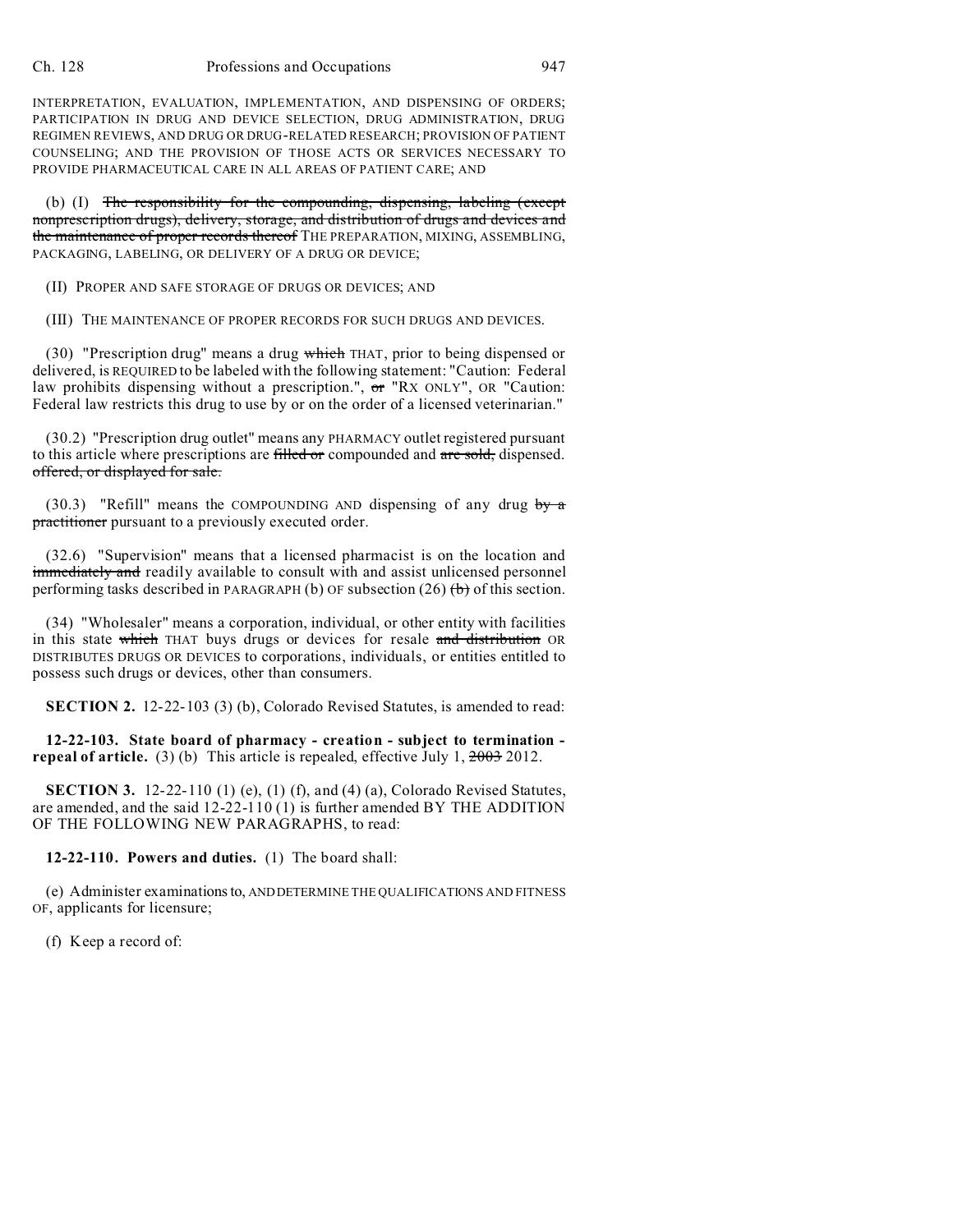INTERPRETATION, EVALUATION, IMPLEMENTATION, AND DISPENSING OF ORDERS; PARTICIPATION IN DRUG AND DEVICE SELECTION, DRUG ADMINISTRATION, DRUG REGIMEN REVIEWS, AND DRUG OR DRUG-RELATED RESEARCH; PROVISION OF PATIENT COUNSELING; AND THE PROVISION OF THOSE ACTS OR SERVICES NECESSARY TO PROVIDE PHARMACEUTICAL CARE IN ALL AREAS OF PATIENT CARE; AND

(b) (I) ~~The responsibility for the compounding, dispensing, labeling (except nonprescription drugs), delivery, storage, and distribution of drugs and devices and the maintenance of proper records thereof~~ THE PREPARATION, MIXING, ASSEMBLING, PACKAGING, LABELING, OR DELIVERY OF A DRUG OR DEVICE;

(II) PROPER AND SAFE STORAGE OF DRUGS OR DEVICES; AND

(III) THE MAINTENANCE OF PROPER RECORDS FOR SUCH DRUGS AND DEVICES.

(30) "Prescription drug" means a drug ~~which~~ THAT, prior to being dispensed or delivered, is REQUIRED to be labeled with the following statement: "Caution: Federal law prohibits dispensing without a prescription.", ~~or~~ "RX ONLY", OR "Caution: Federal law restricts this drug to use by or on the order of a licensed veterinarian."

(30.2) "Prescription drug outlet" means any PHARMACY outlet registered pursuant to this article where prescriptions are ~~filled or~~ compounded and ~~are sold,~~ dispensed. ~~offered, or displayed for sale.~~

(30.3) "Refill" means the COMPOUNDING AND dispensing of any drug ~~by a practitioner~~ pursuant to a previously executed order.

(32.6) "Supervision" means that a licensed pharmacist is on the location and ~~immediately and~~ readily available to consult with and assist unlicensed personnel performing tasks described in PARAGRAPH (b) OF subsection (26) ~~(b)~~ of this section.

(34) "Wholesaler" means a corporation, individual, or other entity with facilities in this state ~~which~~ THAT buys drugs or devices for resale ~~and distribution~~ OR DISTRIBUTES DRUGS OR DEVICES to corporations, individuals, or entities entitled to possess such drugs or devices, other than consumers.

**SECTION 2.** 12-22-103 (3) (b), Colorado Revised Statutes, is amended to read:

**12-22-103. State board of pharmacy - creation - subject to termination - repeal of article.** (3) (b) This article is repealed, effective July 1, ~~2003~~ 2012.

**SECTION 3.** 12-22-110 (1) (e), (1) (f), and (4) (a), Colorado Revised Statutes, are amended, and the said 12-22-110 (1) is further amended BY THE ADDITION OF THE FOLLOWING NEW PARAGRAPHS, to read:

**12-22-110. Powers and duties.** (1) The board shall:

(e) Administer examinations to, AND DETERMINE THE QUALIFICATIONS AND FITNESS OF, applicants for licensure;

(f) Keep a record of: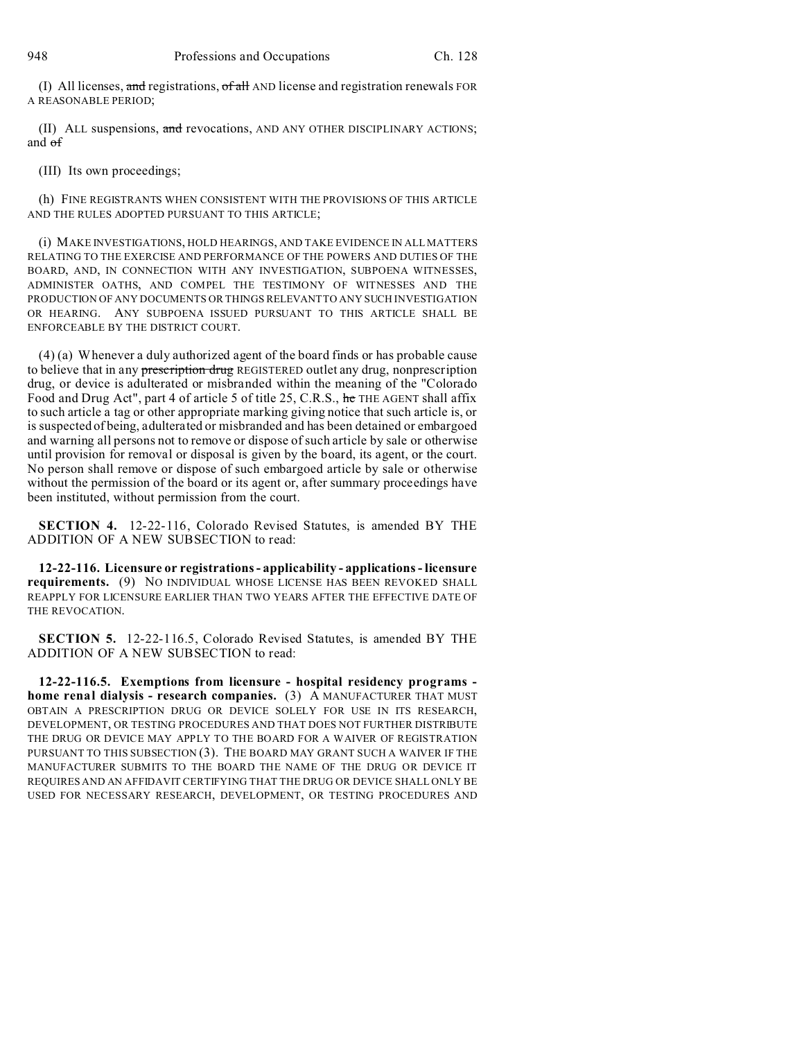(I) All licenses, ~~and~~ registrations, ~~of all~~ AND license and registration renewals FOR A REASONABLE PERIOD;

(II) ALL suspensions, ~~and~~ revocations, AND ANY OTHER DISCIPLINARY ACTIONS; and ~~of~~

(III) Its own proceedings;

(h) FINE REGISTRANTS WHEN CONSISTENT WITH THE PROVISIONS OF THIS ARTICLE AND THE RULES ADOPTED PURSUANT TO THIS ARTICLE;

(i) MAKE INVESTIGATIONS, HOLD HEARINGS, AND TAKE EVIDENCE IN ALL MATTERS RELATING TO THE EXERCISE AND PERFORMANCE OF THE POWERS AND DUTIES OF THE BOARD, AND, IN CONNECTION WITH ANY INVESTIGATION, SUBPOENA WITNESSES, ADMINISTER OATHS, AND COMPEL THE TESTIMONY OF WITNESSES AND THE PRODUCTION OF ANY DOCUMENTS OR THINGS RELEVANT TO ANY SUCH INVESTIGATION OR HEARING. ANY SUBPOENA ISSUED PURSUANT TO THIS ARTICLE SHALL BE ENFORCEABLE BY THE DISTRICT COURT.

(4) (a) Whenever a duly authorized agent of the board finds or has probable cause to believe that in any ~~prescription drug~~ REGISTERED outlet any drug, nonprescription drug, or device is adulterated or misbranded within the meaning of the "Colorado Food and Drug Act", part 4 of article 5 of title 25, C.R.S., ~~he~~ THE AGENT shall affix to such article a tag or other appropriate marking giving notice that such article is, or is suspected of being, adulterated or misbranded and has been detained or embargoed and warning all persons not to remove or dispose of such article by sale or otherwise until provision for removal or disposal is given by the board, its agent, or the court. No person shall remove or dispose of such embargoed article by sale or otherwise without the permission of the board or its agent or, after summary proceedings have been instituted, without permission from the court.

**SECTION 4.** 12-22-116, Colorado Revised Statutes, is amended BY THE ADDITION OF A NEW SUBSECTION to read:

**12-22-116. Licensure or registrations - applicability - applications - licensure requirements.** (9) NO INDIVIDUAL WHOSE LICENSE HAS BEEN REVOKED SHALL REAPPLY FOR LICENSURE EARLIER THAN TWO YEARS AFTER THE EFFECTIVE DATE OF THE REVOCATION.

**SECTION 5.** 12-22-116.5, Colorado Revised Statutes, is amended BY THE ADDITION OF A NEW SUBSECTION to read:

**12-22-116.5. Exemptions from licensure - hospital residency programs - home renal dialysis - research companies.** (3) A MANUFACTURER THAT MUST OBTAIN A PRESCRIPTION DRUG OR DEVICE SOLELY FOR USE IN ITS RESEARCH, DEVELOPMENT, OR TESTING PROCEDURES AND THAT DOES NOT FURTHER DISTRIBUTE THE DRUG OR DEVICE MAY APPLY TO THE BOARD FOR A WAIVER OF REGISTRATION PURSUANT TO THIS SUBSECTION (3). THE BOARD MAY GRANT SUCH A WAIVER IF THE MANUFACTURER SUBMITS TO THE BOARD THE NAME OF THE DRUG OR DEVICE IT REQUIRES AND AN AFFIDAVIT CERTIFYING THAT THE DRUG OR DEVICE SHALL ONLY BE USED FOR NECESSARY RESEARCH, DEVELOPMENT, OR TESTING PROCEDURES AND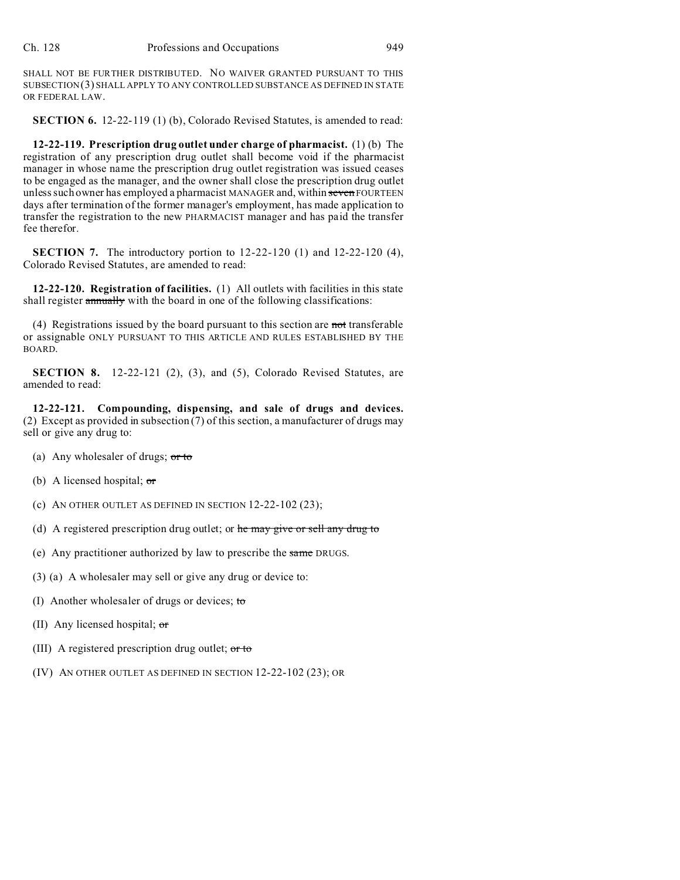SHALL NOT BE FURTHER DISTRIBUTED. NO WAIVER GRANTED PURSUANT TO THIS SUBSECTION (3) SHALL APPLY TO ANY CONTROLLED SUBSTANCE AS DEFINED IN STATE OR FEDERAL LAW.

**SECTION 6.** 12-22-119 (1) (b), Colorado Revised Statutes, is amended to read:

**12-22-119. Prescription drug outlet under charge of pharmacist.** (1) (b) The registration of any prescription drug outlet shall become void if the pharmacist manager in whose name the prescription drug outlet registration was issued ceases to be engaged as the manager, and the owner shall close the prescription drug outlet unless such owner has employed a pharmacist MANAGER and, within ~~seven~~ FOURTEEN days after termination of the former manager's employment, has made application to transfer the registration to the new PHARMACIST manager and has paid the transfer fee therefor.

**SECTION 7.** The introductory portion to 12-22-120 (1) and 12-22-120 (4), Colorado Revised Statutes, are amended to read:

**12-22-120. Registration of facilities.** (1) All outlets with facilities in this state shall register ~~annually~~ with the board in one of the following classifications:

(4) Registrations issued by the board pursuant to this section are ~~not~~ transferable or assignable ONLY PURSUANT TO THIS ARTICLE AND RULES ESTABLISHED BY THE BOARD.

**SECTION 8.** 12-22-121 (2), (3), and (5), Colorado Revised Statutes, are amended to read:

**12-22-121. Compounding, dispensing, and sale of drugs and devices.** (2) Except as provided in subsection (7) of this section, a manufacturer of drugs may sell or give any drug to:

(a) Any wholesaler of drugs; ~~or to~~

(b) A licensed hospital; ~~or~~

(c) AN OTHER OUTLET AS DEFINED IN SECTION 12-22-102 (23);

(d) A registered prescription drug outlet; or ~~he may give or sell any drug to~~

(e) Any practitioner authorized by law to prescribe the ~~same~~ DRUGS.

(3) (a) A wholesaler may sell or give any drug or device to:

(I) Another wholesaler of drugs or devices; ~~to~~

(II) Any licensed hospital; ~~or~~

(III) A registered prescription drug outlet; ~~or to~~

(IV) AN OTHER OUTLET AS DEFINED IN SECTION 12-22-102 (23); OR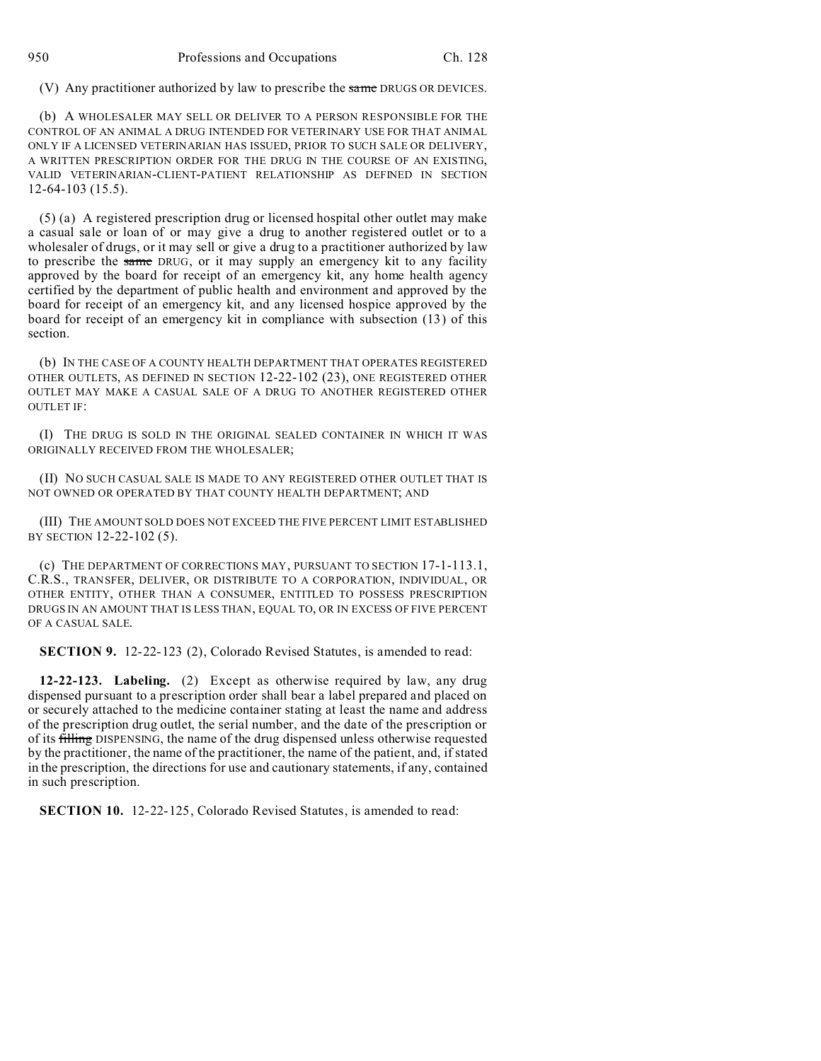(V) Any practitioner authorized by law to prescribe the ~~same~~ DRUGS OR DEVICES.

(b) A WHOLESALER MAY SELL OR DELIVER TO A PERSON RESPONSIBLE FOR THE CONTROL OF AN ANIMAL A DRUG INTENDED FOR VETERINARY USE FOR THAT ANIMAL ONLY IF A LICENSED VETERINARIAN HAS ISSUED, PRIOR TO SUCH SALE OR DELIVERY, A WRITTEN PRESCRIPTION ORDER FOR THE DRUG IN THE COURSE OF AN EXISTING, VALID VETERINARIAN-CLIENT-PATIENT RELATIONSHIP AS DEFINED IN SECTION 12-64-103 (15.5).

(5) (a) A registered prescription drug or licensed hospital other outlet may make a casual sale or loan of or may give a drug to another registered outlet or to a wholesaler of drugs, or it may sell or give a drug to a practitioner authorized by law to prescribe the ~~same~~ DRUG, or it may supply an emergency kit to any facility approved by the board for receipt of an emergency kit, any home health agency certified by the department of public health and environment and approved by the board for receipt of an emergency kit, and any licensed hospice approved by the board for receipt of an emergency kit in compliance with subsection (13) of this section.

(b) IN THE CASE OF A COUNTY HEALTH DEPARTMENT THAT OPERATES REGISTERED OTHER OUTLETS, AS DEFINED IN SECTION 12-22-102 (23), ONE REGISTERED OTHER OUTLET MAY MAKE A CASUAL SALE OF A DRUG TO ANOTHER REGISTERED OTHER OUTLET IF:

(I) THE DRUG IS SOLD IN THE ORIGINAL SEALED CONTAINER IN WHICH IT WAS ORIGINALLY RECEIVED FROM THE WHOLESALER;

(II) NO SUCH CASUAL SALE IS MADE TO ANY REGISTERED OTHER OUTLET THAT IS NOT OWNED OR OPERATED BY THAT COUNTY HEALTH DEPARTMENT; AND

(III) THE AMOUNT SOLD DOES NOT EXCEED THE FIVE PERCENT LIMIT ESTABLISHED BY SECTION 12-22-102 (5).

(c) THE DEPARTMENT OF CORRECTIONS MAY, PURSUANT TO SECTION 17-1-113.1, C.R.S., TRANSFER, DELIVER, OR DISTRIBUTE TO A CORPORATION, INDIVIDUAL, OR OTHER ENTITY, OTHER THAN A CONSUMER, ENTITLED TO POSSESS PRESCRIPTION DRUGS IN AN AMOUNT THAT IS LESS THAN, EQUAL TO, OR IN EXCESS OF FIVE PERCENT OF A CASUAL SALE.

**SECTION 9.** 12-22-123 (2), Colorado Revised Statutes, is amended to read:

**12-22-123. Labeling.** (2) Except as otherwise required by law, any drug dispensed pursuant to a prescription order shall bear a label prepared and placed on or securely attached to the medicine container stating at least the name and address of the prescription drug outlet, the serial number, and the date of the prescription or of its ~~filling~~ DISPENSING, the name of the drug dispensed unless otherwise requested by the practitioner, the name of the practitioner, the name of the patient, and, if stated in the prescription, the directions for use and cautionary statements, if any, contained in such prescription.

**SECTION 10.** 12-22-125, Colorado Revised Statutes, is amended to read: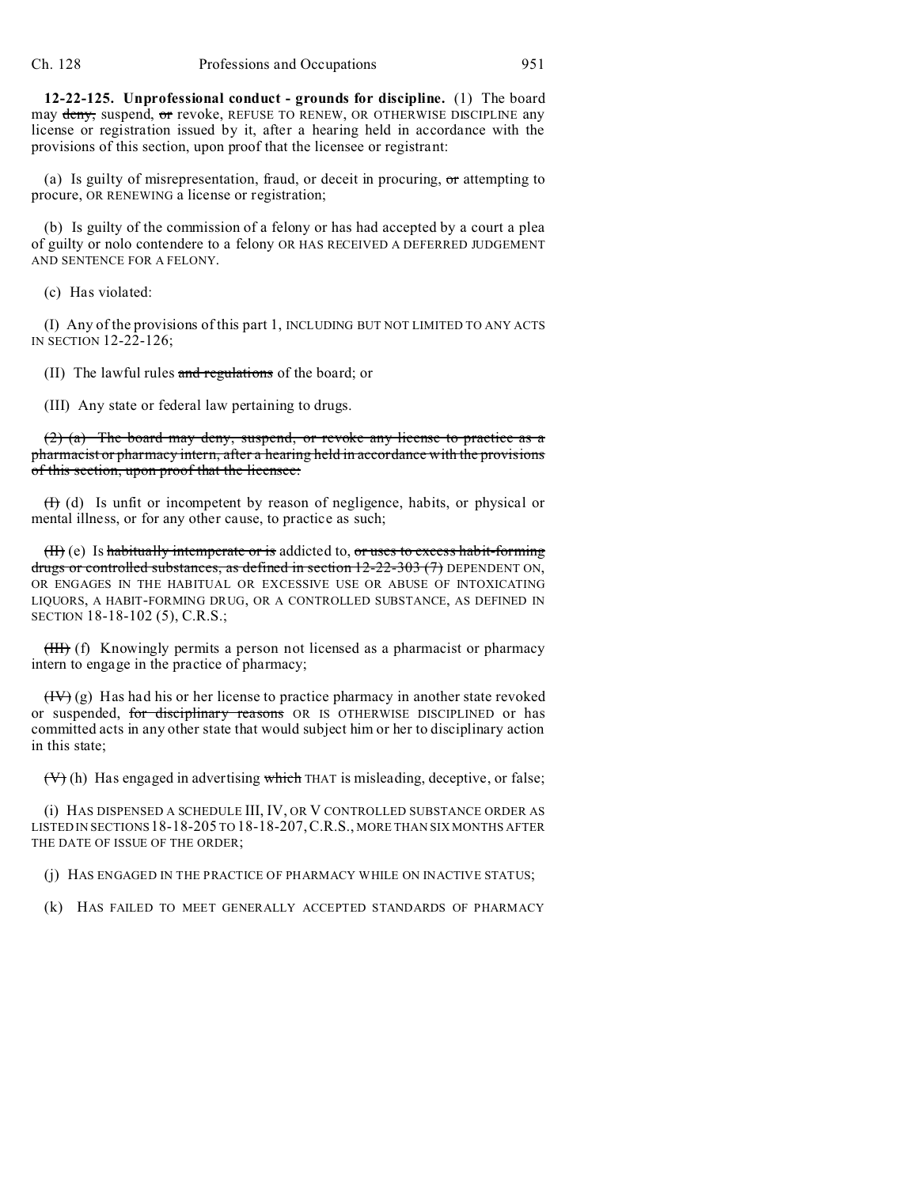**12-22-125. Unprofessional conduct - grounds for discipline.** (1) The board may ~~deny,~~ suspend, ~~or~~ revoke, REFUSE TO RENEW, OR OTHERWISE DISCIPLINE any license or registration issued by it, after a hearing held in accordance with the provisions of this section, upon proof that the licensee or registrant:

(a) Is guilty of misrepresentation, fraud, or deceit in procuring, ~~or~~ attempting to procure, OR RENEWING a license or registration;

(b) Is guilty of the commission of a felony or has had accepted by a court a plea of guilty or nolo contendere to a felony OR HAS RECEIVED A DEFERRED JUDGEMENT AND SENTENCE FOR A FELONY.

(c) Has violated:

(I) Any of the provisions of this part 1, INCLUDING BUT NOT LIMITED TO ANY ACTS IN SECTION 12-22-126;

(II) The lawful rules ~~and regulations~~ of the board; or

(III) Any state or federal law pertaining to drugs.

~~(2) (a) The board may deny, suspend, or revoke any license to practice as a pharmacist or pharmacy intern, after a hearing held in accordance with the provisions of this section, upon proof that the licensee:~~

~~(I)~~ (d) Is unfit or incompetent by reason of negligence, habits, or physical or mental illness, or for any other cause, to practice as such;

~~(II)~~ (e) Is ~~habitually intemperate or is~~ addicted to, ~~or uses to excess habit-forming drugs or controlled substances, as defined in section 12-22-303 (7)~~ DEPENDENT ON, OR ENGAGES IN THE HABITUAL OR EXCESSIVE USE OR ABUSE OF INTOXICATING LIQUORS, A HABIT-FORMING DRUG, OR A CONTROLLED SUBSTANCE, AS DEFINED IN SECTION 18-18-102 (5), C.R.S.;

~~(III)~~ (f) Knowingly permits a person not licensed as a pharmacist or pharmacy intern to engage in the practice of pharmacy;

~~(IV)~~ (g) Has had his or her license to practice pharmacy in another state revoked or suspended, ~~for disciplinary reasons~~ OR IS OTHERWISE DISCIPLINED or has committed acts in any other state that would subject him or her to disciplinary action in this state;

~~(V)~~ (h) Has engaged in advertising ~~which~~ THAT is misleading, deceptive, or false;

(i) HAS DISPENSED A SCHEDULE III, IV, OR V CONTROLLED SUBSTANCE ORDER AS LISTED IN SECTIONS 18-18-205 TO 18-18-207, C.R.S., MORE THAN SIX MONTHS AFTER THE DATE OF ISSUE OF THE ORDER;

(j) HAS ENGAGED IN THE PRACTICE OF PHARMACY WHILE ON INACTIVE STATUS;

(k) HAS FAILED TO MEET GENERALLY ACCEPTED STANDARDS OF PHARMACY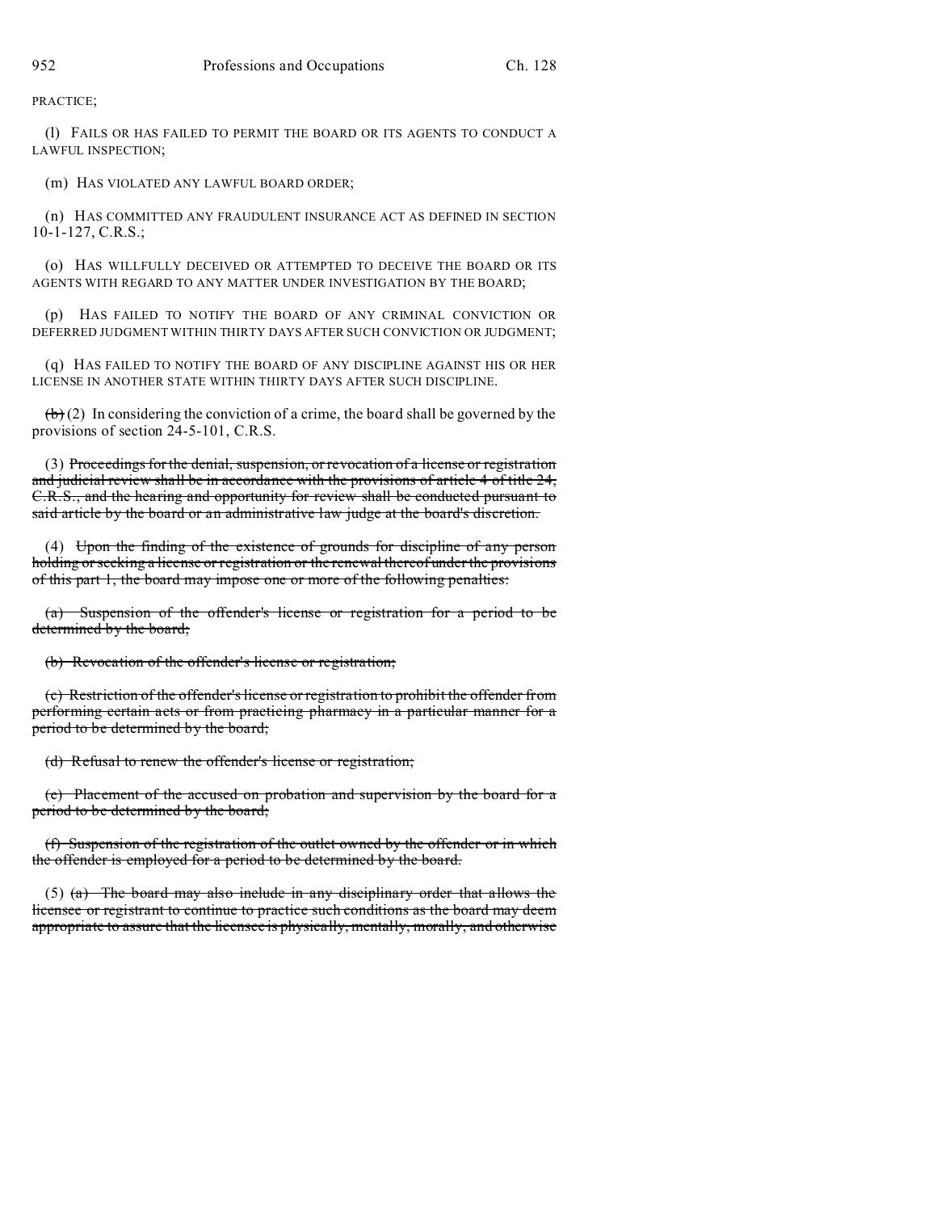PRACTICE;

(l) FAILS OR HAS FAILED TO PERMIT THE BOARD OR ITS AGENTS TO CONDUCT A LAWFUL INSPECTION;

(m) HAS VIOLATED ANY LAWFUL BOARD ORDER;

(n) HAS COMMITTED ANY FRAUDULENT INSURANCE ACT AS DEFINED IN SECTION 10-1-127, C.R.S.;

(o) HAS WILLFULLY DECEIVED OR ATTEMPTED TO DECEIVE THE BOARD OR ITS AGENTS WITH REGARD TO ANY MATTER UNDER INVESTIGATION BY THE BOARD;

(p) HAS FAILED TO NOTIFY THE BOARD OF ANY CRIMINAL CONVICTION OR DEFERRED JUDGMENT WITHIN THIRTY DAYS AFTER SUCH CONVICTION OR JUDGMENT;

(q) HAS FAILED TO NOTIFY THE BOARD OF ANY DISCIPLINE AGAINST HIS OR HER LICENSE IN ANOTHER STATE WITHIN THIRTY DAYS AFTER SUCH DISCIPLINE.

~~(b)~~ (2) In considering the conviction of a crime, the board shall be governed by the provisions of section 24-5-101, C.R.S.

(3) ~~Proceedings for the denial, suspension, or revocation of a license or registration and judicial review shall be in accordance with the provisions of article 4 of title 24, C.R.S., and the hearing and opportunity for review shall be conducted pursuant to said article by the board or an administrative law judge at the board's discretion.~~

(4) ~~Upon the finding of the existence of grounds for discipline of any person holding or seeking a license or registration or the renewal thereof under the provisions of this part 1, the board may impose one or more of the following penalties:~~

~~(a) Suspension of the offender's license or registration for a period to be determined by the board;~~

~~(b) Revocation of the offender's license or registration;~~

~~(c) Restriction of the offender's license or registration to prohibit the offender from performing certain acts or from practicing pharmacy in a particular manner for a period to be determined by the board;~~

~~(d) Refusal to renew the offender's license or registration;~~

~~(e) Placement of the accused on probation and supervision by the board for a period to be determined by the board;~~

~~(f) Suspension of the registration of the outlet owned by the offender or in which the offender is employed for a period to be determined by the board.~~

(5) ~~(a) The board may also include in any disciplinary order that allows the licensee or registrant to continue to practice such conditions as the board may deem appropriate to assure that the licensee is physically, mentally, morally, and otherwise~~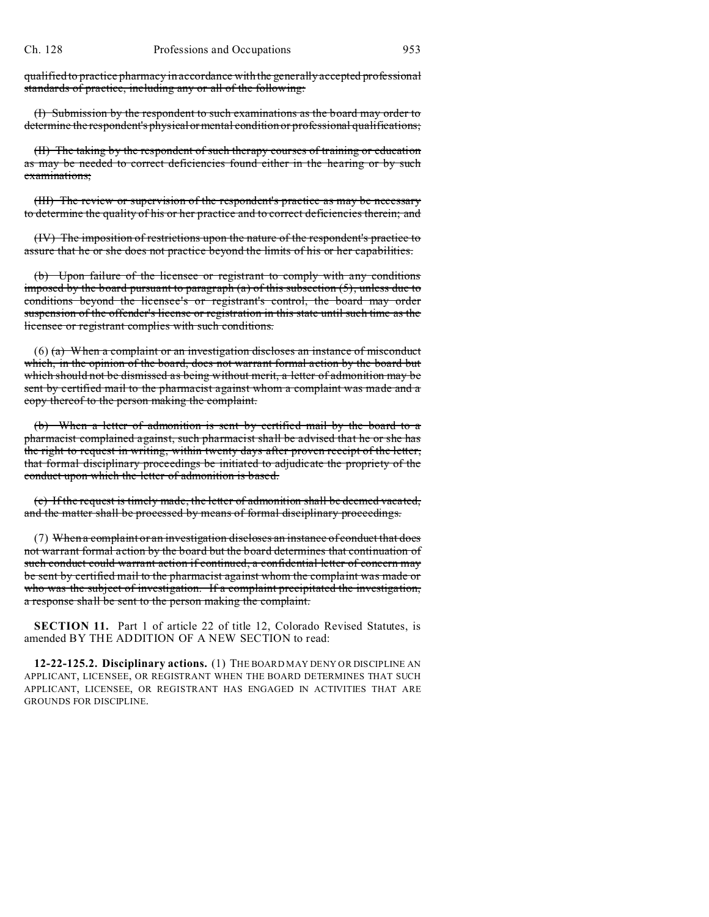~~qualified to practice pharmacy in accordance with the generally accepted professional standards of practice, including any or all of the following:~~

~~(I) Submission by the respondent to such examinations as the board may order to determine the respondent's physical or mental condition or professional qualifications;~~

~~(II) The taking by the respondent of such therapy courses of training or education as may be needed to correct deficiencies found either in the hearing or by such examinations;~~

~~(III) The review or supervision of the respondent's practice as may be necessary to determine the quality of his or her practice and to correct deficiencies therein; and~~

~~(IV) The imposition of restrictions upon the nature of the respondent's practice to assure that he or she does not practice beyond the limits of his or her capabilities.~~

~~(b) Upon failure of the licensee or registrant to comply with any conditions imposed by the board pursuant to paragraph (a) of this subsection (5), unless due to conditions beyond the licensee's or registrant's control, the board may order suspension of the offender's license or registration in this state until such time as the licensee or registrant complies with such conditions.~~

(6) ~~(a) When a complaint or an investigation discloses an instance of misconduct which, in the opinion of the board, does not warrant formal action by the board but which should not be dismissed as being without merit, a letter of admonition may be sent by certified mail to the pharmacist against whom a complaint was made and a copy thereof to the person making the complaint.~~

~~(b) When a letter of admonition is sent by certified mail by the board to a pharmacist complained against, such pharmacist shall be advised that he or she has the right to request in writing, within twenty days after proven receipt of the letter, that formal disciplinary proceedings be initiated to adjudicate the propriety of the conduct upon which the letter of admonition is based.~~

~~(c) If the request is timely made, the letter of admonition shall be deemed vacated, and the matter shall be processed by means of formal disciplinary proceedings.~~

(7) ~~When a complaint or an investigation discloses an instance of conduct that does not warrant formal action by the board but the board determines that continuation of such conduct could warrant action if continued, a confidential letter of concern may be sent by certified mail to the pharmacist against whom the complaint was made or who was the subject of investigation. If a complaint precipitated the investigation, a response shall be sent to the person making the complaint.~~

**SECTION 11.** Part 1 of article 22 of title 12, Colorado Revised Statutes, is amended BY THE ADDITION OF A NEW SECTION to read:

**12-22-125.2. Disciplinary actions.** (1) THE BOARD MAY DENY OR DISCIPLINE AN APPLICANT, LICENSEE, OR REGISTRANT WHEN THE BOARD DETERMINES THAT SUCH APPLICANT, LICENSEE, OR REGISTRANT HAS ENGAGED IN ACTIVITIES THAT ARE GROUNDS FOR DISCIPLINE.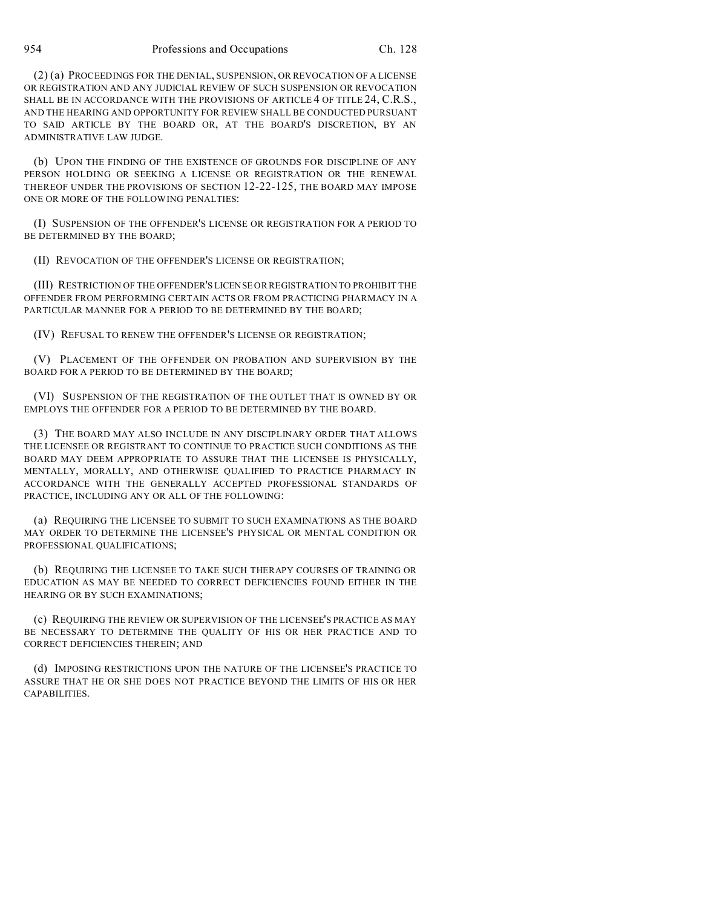(2) (a) PROCEEDINGS FOR THE DENIAL, SUSPENSION, OR REVOCATION OF A LICENSE OR REGISTRATION AND ANY JUDICIAL REVIEW OF SUCH SUSPENSION OR REVOCATION SHALL BE IN ACCORDANCE WITH THE PROVISIONS OF ARTICLE 4 OF TITLE 24, C.R.S., AND THE HEARING AND OPPORTUNITY FOR REVIEW SHALL BE CONDUCTED PURSUANT TO SAID ARTICLE BY THE BOARD OR, AT THE BOARD'S DISCRETION, BY AN ADMINISTRATIVE LAW JUDGE.

(b) UPON THE FINDING OF THE EXISTENCE OF GROUNDS FOR DISCIPLINE OF ANY PERSON HOLDING OR SEEKING A LICENSE OR REGISTRATION OR THE RENEWAL THEREOF UNDER THE PROVISIONS OF SECTION 12-22-125, THE BOARD MAY IMPOSE ONE OR MORE OF THE FOLLOWING PENALTIES:

(I) SUSPENSION OF THE OFFENDER'S LICENSE OR REGISTRATION FOR A PERIOD TO BE DETERMINED BY THE BOARD;

(II) REVOCATION OF THE OFFENDER'S LICENSE OR REGISTRATION;

(III) RESTRICTION OF THE OFFENDER'S LICENSE OR REGISTRATION TO PROHIBIT THE OFFENDER FROM PERFORMING CERTAIN ACTS OR FROM PRACTICING PHARMACY IN A PARTICULAR MANNER FOR A PERIOD TO BE DETERMINED BY THE BOARD;

(IV) REFUSAL TO RENEW THE OFFENDER'S LICENSE OR REGISTRATION;

(V) PLACEMENT OF THE OFFENDER ON PROBATION AND SUPERVISION BY THE BOARD FOR A PERIOD TO BE DETERMINED BY THE BOARD;

(VI) SUSPENSION OF THE REGISTRATION OF THE OUTLET THAT IS OWNED BY OR EMPLOYS THE OFFENDER FOR A PERIOD TO BE DETERMINED BY THE BOARD.

(3) THE BOARD MAY ALSO INCLUDE IN ANY DISCIPLINARY ORDER THAT ALLOWS THE LICENSEE OR REGISTRANT TO CONTINUE TO PRACTICE SUCH CONDITIONS AS THE BOARD MAY DEEM APPROPRIATE TO ASSURE THAT THE LICENSEE IS PHYSICALLY, MENTALLY, MORALLY, AND OTHERWISE QUALIFIED TO PRACTICE PHARMACY IN ACCORDANCE WITH THE GENERALLY ACCEPTED PROFESSIONAL STANDARDS OF PRACTICE, INCLUDING ANY OR ALL OF THE FOLLOWING:

(a) REQUIRING THE LICENSEE TO SUBMIT TO SUCH EXAMINATIONS AS THE BOARD MAY ORDER TO DETERMINE THE LICENSEE'S PHYSICAL OR MENTAL CONDITION OR PROFESSIONAL QUALIFICATIONS;

(b) REQUIRING THE LICENSEE TO TAKE SUCH THERAPY COURSES OF TRAINING OR EDUCATION AS MAY BE NEEDED TO CORRECT DEFICIENCIES FOUND EITHER IN THE HEARING OR BY SUCH EXAMINATIONS;

(c) REQUIRING THE REVIEW OR SUPERVISION OF THE LICENSEE'S PRACTICE AS MAY BE NECESSARY TO DETERMINE THE QUALITY OF HIS OR HER PRACTICE AND TO CORRECT DEFICIENCIES THEREIN; AND

(d) IMPOSING RESTRICTIONS UPON THE NATURE OF THE LICENSEE'S PRACTICE TO ASSURE THAT HE OR SHE DOES NOT PRACTICE BEYOND THE LIMITS OF HIS OR HER CAPABILITIES.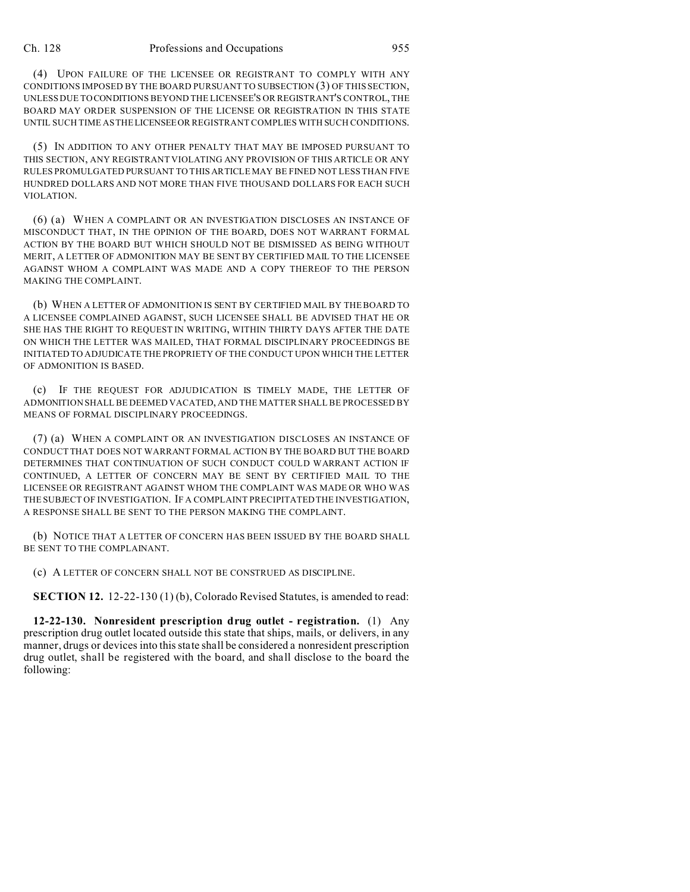(4) UPON FAILURE OF THE LICENSEE OR REGISTRANT TO COMPLY WITH ANY CONDITIONS IMPOSED BY THE BOARD PURSUANT TO SUBSECTION (3) OF THIS SECTION, UNLESS DUE TO CONDITIONS BEYOND THE LICENSEE'S OR REGISTRANT'S CONTROL, THE BOARD MAY ORDER SUSPENSION OF THE LICENSE OR REGISTRATION IN THIS STATE UNTIL SUCH TIME AS THE LICENSEE OR REGISTRANT COMPLIES WITH SUCH CONDITIONS.

(5) IN ADDITION TO ANY OTHER PENALTY THAT MAY BE IMPOSED PURSUANT TO THIS SECTION, ANY REGISTRANT VIOLATING ANY PROVISION OF THIS ARTICLE OR ANY RULES PROMULGATED PURSUANT TO THIS ARTICLE MAY BE FINED NOT LESS THAN FIVE HUNDRED DOLLARS AND NOT MORE THAN FIVE THOUSAND DOLLARS FOR EACH SUCH VIOLATION.

(6) (a) WHEN A COMPLAINT OR AN INVESTIGATION DISCLOSES AN INSTANCE OF MISCONDUCT THAT, IN THE OPINION OF THE BOARD, DOES NOT WARRANT FORMAL ACTION BY THE BOARD BUT WHICH SHOULD NOT BE DISMISSED AS BEING WITHOUT MERIT, A LETTER OF ADMONITION MAY BE SENT BY CERTIFIED MAIL TO THE LICENSEE AGAINST WHOM A COMPLAINT WAS MADE AND A COPY THEREOF TO THE PERSON MAKING THE COMPLAINT.

(b) WHEN A LETTER OF ADMONITION IS SENT BY CERTIFIED MAIL BY THE BOARD TO A LICENSEE COMPLAINED AGAINST, SUCH LICENSEE SHALL BE ADVISED THAT HE OR SHE HAS THE RIGHT TO REQUEST IN WRITING, WITHIN THIRTY DAYS AFTER THE DATE ON WHICH THE LETTER WAS MAILED, THAT FORMAL DISCIPLINARY PROCEEDINGS BE INITIATED TO ADJUDICATE THE PROPRIETY OF THE CONDUCT UPON WHICH THE LETTER OF ADMONITION IS BASED.

(c) IF THE REQUEST FOR ADJUDICATION IS TIMELY MADE, THE LETTER OF ADMONITION SHALL BE DEEMED VACATED, AND THE MATTER SHALL BE PROCESSED BY MEANS OF FORMAL DISCIPLINARY PROCEEDINGS.

(7) (a) WHEN A COMPLAINT OR AN INVESTIGATION DISCLOSES AN INSTANCE OF CONDUCT THAT DOES NOT WARRANT FORMAL ACTION BY THE BOARD BUT THE BOARD DETERMINES THAT CONTINUATION OF SUCH CONDUCT COULD WARRANT ACTION IF CONTINUED, A LETTER OF CONCERN MAY BE SENT BY CERTIFIED MAIL TO THE LICENSEE OR REGISTRANT AGAINST WHOM THE COMPLAINT WAS MADE OR WHO WAS THE SUBJECT OF INVESTIGATION. IF A COMPLAINT PRECIPITATED THE INVESTIGATION, A RESPONSE SHALL BE SENT TO THE PERSON MAKING THE COMPLAINT.

(b) NOTICE THAT A LETTER OF CONCERN HAS BEEN ISSUED BY THE BOARD SHALL BE SENT TO THE COMPLAINANT.

(c) A LETTER OF CONCERN SHALL NOT BE CONSTRUED AS DISCIPLINE.

**SECTION 12.** 12-22-130 (1) (b), Colorado Revised Statutes, is amended to read:

**12-22-130. Nonresident prescription drug outlet - registration.** (1) Any prescription drug outlet located outside this state that ships, mails, or delivers, in any manner, drugs or devices into this state shall be considered a nonresident prescription drug outlet, shall be registered with the board, and shall disclose to the board the following: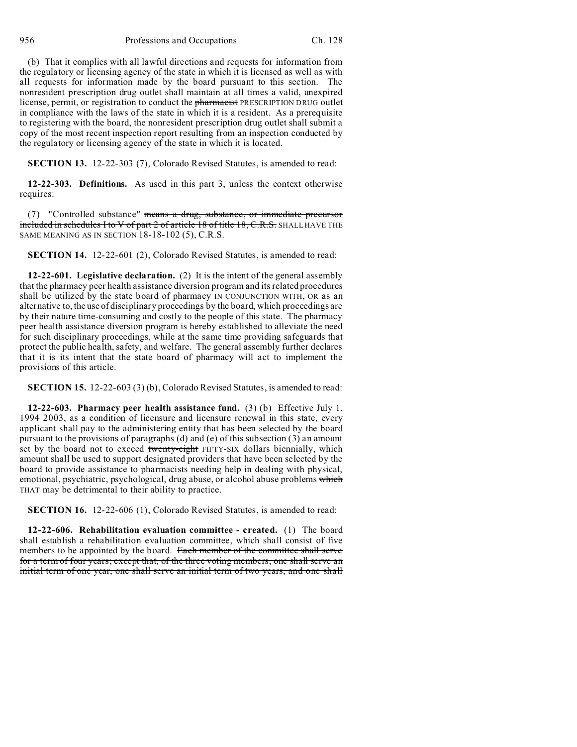(b) That it complies with all lawful directions and requests for information from the regulatory or licensing agency of the state in which it is licensed as well as with all requests for information made by the board pursuant to this section. The nonresident prescription drug outlet shall maintain at all times a valid, unexpired license, permit, or registration to conduct the ~~pharmacist~~ PRESCRIPTION DRUG outlet in compliance with the laws of the state in which it is a resident. As a prerequisite to registering with the board, the nonresident prescription drug outlet shall submit a copy of the most recent inspection report resulting from an inspection conducted by the regulatory or licensing agency of the state in which it is located.

**SECTION 13.** 12-22-303 (7), Colorado Revised Statutes, is amended to read:

**12-22-303. Definitions.** As used in this part 3, unless the context otherwise requires:

(7) "Controlled substance" ~~means a drug, substance, or immediate precursor included in schedules I to V of part 2 of article 18 of title 18, C.R.S.~~ SHALL HAVE THE SAME MEANING AS IN SECTION 18-18-102 (5), C.R.S.

**SECTION 14.** 12-22-601 (2), Colorado Revised Statutes, is amended to read:

**12-22-601. Legislative declaration.** (2) It is the intent of the general assembly that the pharmacy peer health assistance diversion program and its related procedures shall be utilized by the state board of pharmacy IN CONJUNCTION WITH, OR as an alternative to, the use of disciplinary proceedings by the board, which proceedings are by their nature time-consuming and costly to the people of this state. The pharmacy peer health assistance diversion program is hereby established to alleviate the need for such disciplinary proceedings, while at the same time providing safeguards that protect the public health, safety, and welfare. The general assembly further declares that it is its intent that the state board of pharmacy will act to implement the provisions of this article.

**SECTION 15.** 12-22-603 (3) (b), Colorado Revised Statutes, is amended to read:

**12-22-603. Pharmacy peer health assistance fund.** (3) (b) Effective July 1, ~~1994~~ 2003, as a condition of licensure and licensure renewal in this state, every applicant shall pay to the administering entity that has been selected by the board pursuant to the provisions of paragraphs (d) and (e) of this subsection (3) an amount set by the board not to exceed ~~twenty-eight~~ FIFTY-SIX dollars biennially, which amount shall be used to support designated providers that have been selected by the board to provide assistance to pharmacists needing help in dealing with physical, emotional, psychiatric, psychological, drug abuse, or alcohol abuse problems ~~which~~ THAT may be detrimental to their ability to practice.

**SECTION 16.** 12-22-606 (1), Colorado Revised Statutes, is amended to read:

**12-22-606. Rehabilitation evaluation committee - created.** (1) The board shall establish a rehabilitation evaluation committee, which shall consist of five members to be appointed by the board. ~~Each member of the committee shall serve for a term of four years; except that, of the three voting members, one shall serve an initial term of one year, one shall serve an initial term of two years, and one shall~~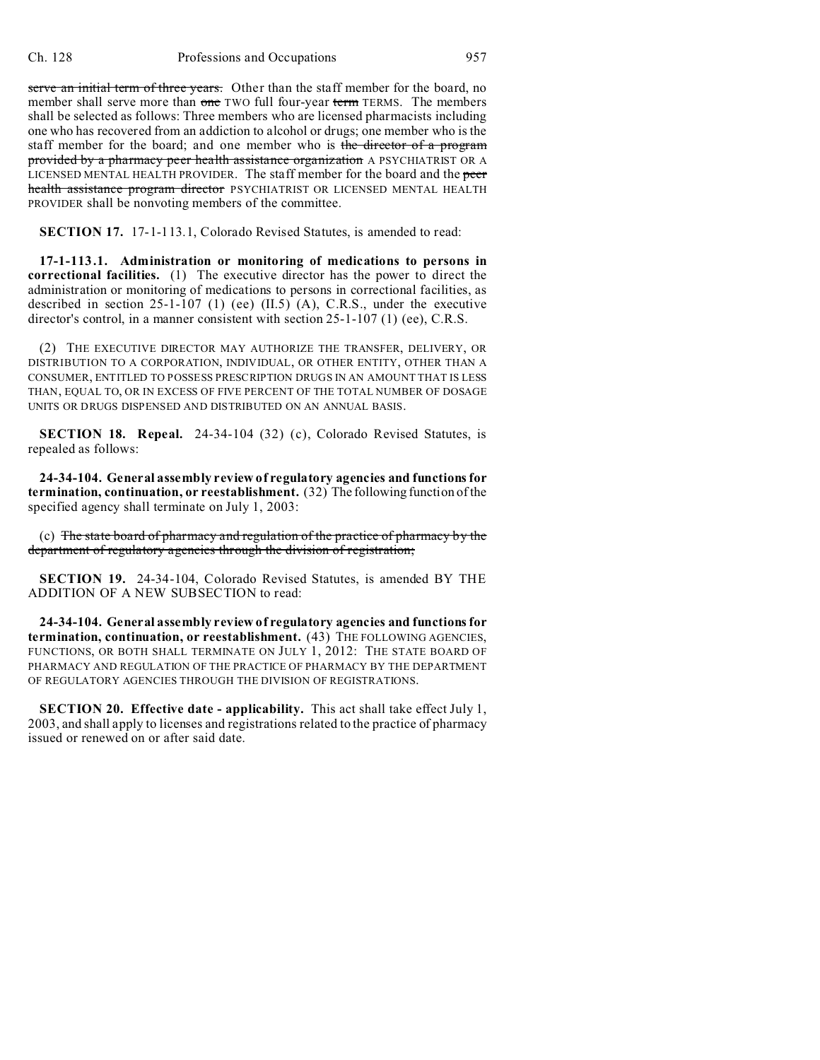~~serve an initial term of three years.~~ Other than the staff member for the board, no member shall serve more than ~~one~~ TWO full four-year ~~term~~ TERMS. The members shall be selected as follows: Three members who are licensed pharmacists including one who has recovered from an addiction to alcohol or drugs; one member who is the staff member for the board; and one member who is ~~the director of a program provided by a pharmacy peer health assistance organization~~ A PSYCHIATRIST OR A LICENSED MENTAL HEALTH PROVIDER. The staff member for the board and the ~~peer health assistance program director~~ PSYCHIATRIST OR LICENSED MENTAL HEALTH PROVIDER shall be nonvoting members of the committee.

**SECTION 17.** 17-1-113.1, Colorado Revised Statutes, is amended to read:

**17-1-113.1. Administration or monitoring of medications to persons in correctional facilities.** (1) The executive director has the power to direct the administration or monitoring of medications to persons in correctional facilities, as described in section 25-1-107 (1) (ee) (II.5) (A), C.R.S., under the executive director's control, in a manner consistent with section 25-1-107 (1) (ee), C.R.S.

(2) THE EXECUTIVE DIRECTOR MAY AUTHORIZE THE TRANSFER, DELIVERY, OR DISTRIBUTION TO A CORPORATION, INDIVIDUAL, OR OTHER ENTITY, OTHER THAN A CONSUMER, ENTITLED TO POSSESS PRESCRIPTION DRUGS IN AN AMOUNT THAT IS LESS THAN, EQUAL TO, OR IN EXCESS OF FIVE PERCENT OF THE TOTAL NUMBER OF DOSAGE UNITS OR DRUGS DISPENSED AND DISTRIBUTED ON AN ANNUAL BASIS.

**SECTION 18. Repeal.** 24-34-104 (32) (c), Colorado Revised Statutes, is repealed as follows:

**24-34-104. General assembly review of regulatory agencies and functions for termination, continuation, or reestablishment.** (32) The following function of the specified agency shall terminate on July 1, 2003:

(c) ~~The state board of pharmacy and regulation of the practice of pharmacy by the department of regulatory agencies through the division of registration;~~

**SECTION 19.** 24-34-104, Colorado Revised Statutes, is amended BY THE ADDITION OF A NEW SUBSECTION to read:

**24-34-104. General assembly review of regulatory agencies and functions for termination, continuation, or reestablishment.** (43) THE FOLLOWING AGENCIES, FUNCTIONS, OR BOTH SHALL TERMINATE ON JULY 1, 2012: THE STATE BOARD OF PHARMACY AND REGULATION OF THE PRACTICE OF PHARMACY BY THE DEPARTMENT OF REGULATORY AGENCIES THROUGH THE DIVISION OF REGISTRATIONS.

**SECTION 20. Effective date - applicability.** This act shall take effect July 1, 2003, and shall apply to licenses and registrations related to the practice of pharmacy issued or renewed on or after said date.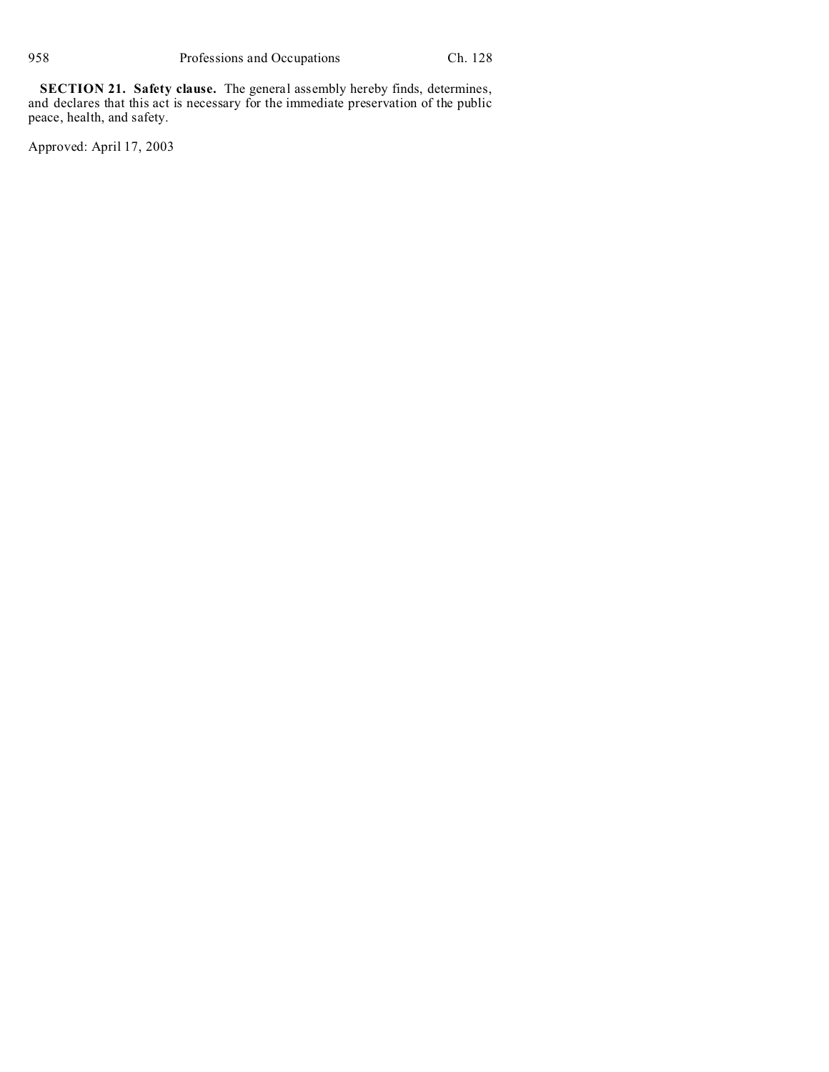**SECTION 21. Safety clause.** The general assembly hereby finds, determines, and declares that this act is necessary for the immediate preservation of the public peace, health, and safety.

Approved: April 17, 2003